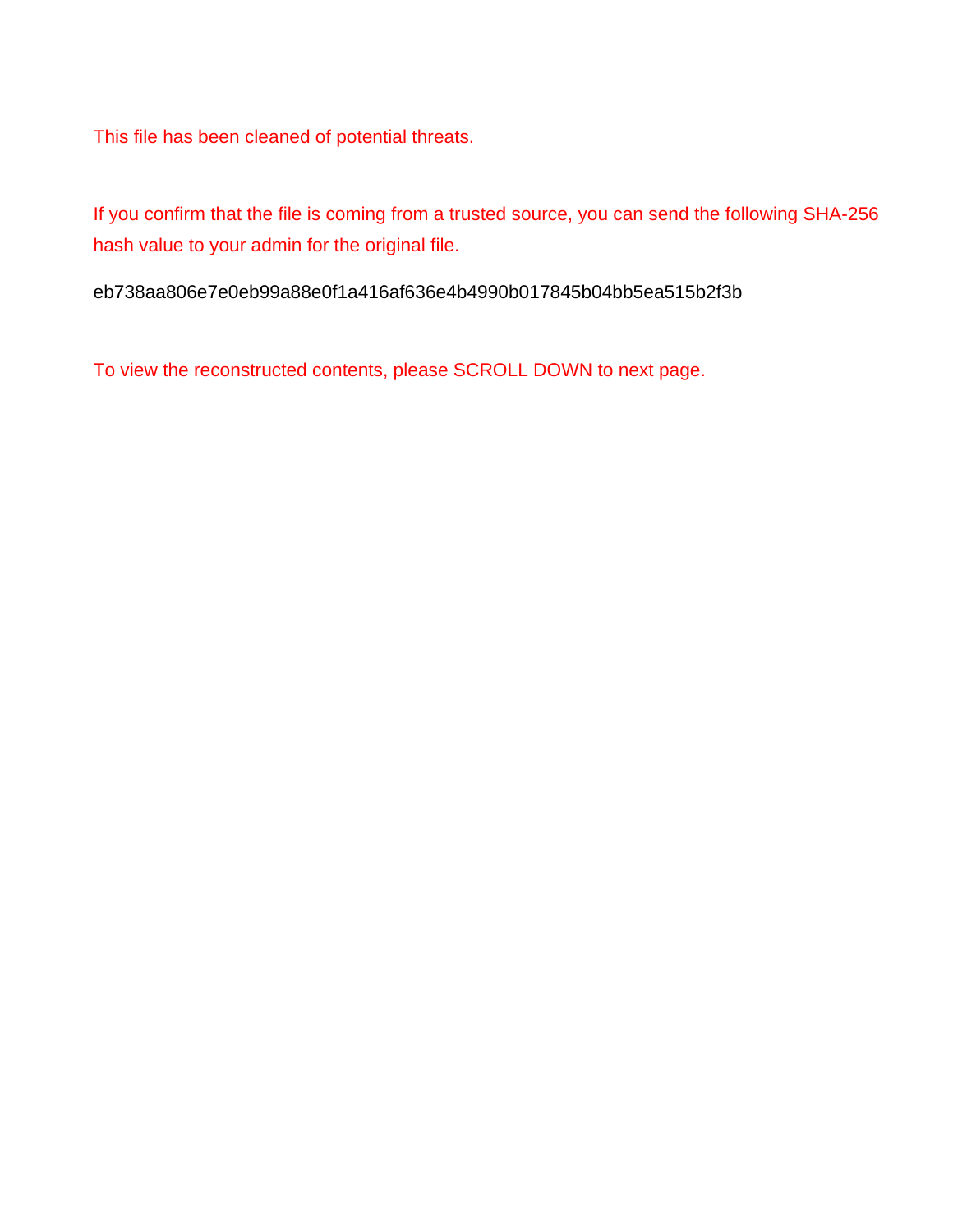This file has been cleaned of potential threats.

If you confirm that the file is coming from a trusted source, you can send the following SHA-256 hash value to your admin for the original file.

eb738aa806e7e0eb99a88e0f1a416af636e4b4990b017845b04bb5ea515b2f3b

To view the reconstructed contents, please SCROLL DOWN to next page.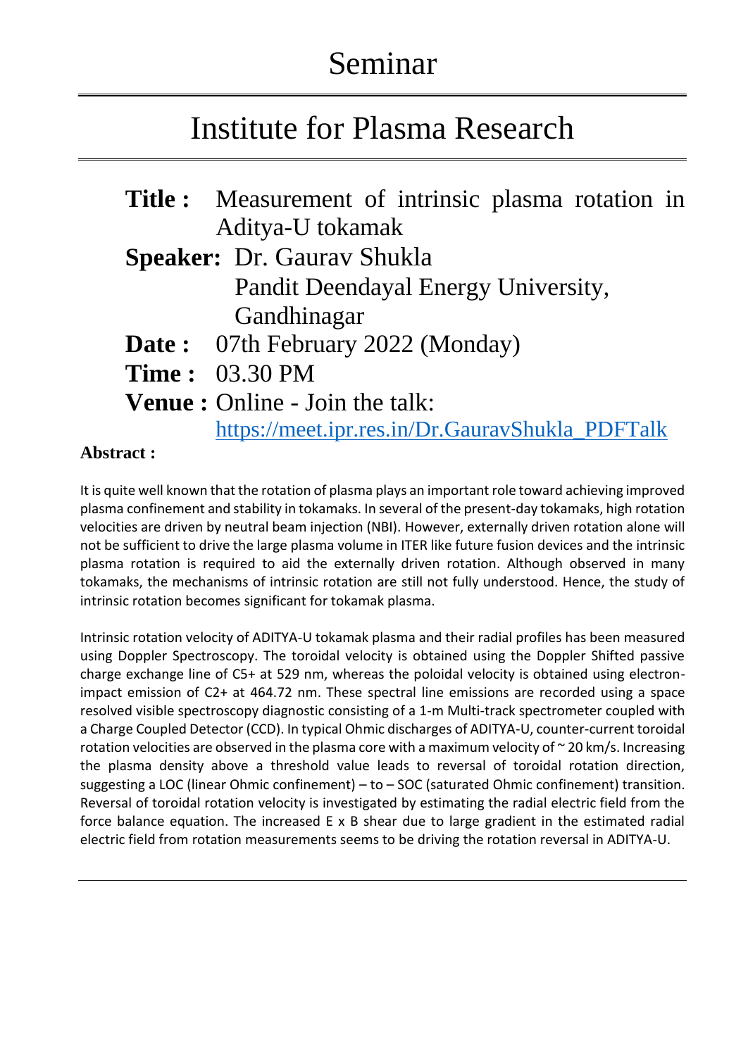# Seminar

## Institute for Plasma Research

**Title :** Measurement of intrinsic plasma rotation in Aditya-U tokamak

**Speaker:** Dr. Gaurav Shukla
Pandit Deendayal Energy University, Gandhinagar

**Date :** 07th February 2022 (Monday)

**Time :** 03.30 PM

**Venue :** Online - Join the talk: [https://meet.ipr.res.in/Dr.GauravShukla_PDFTalk](https://meet.ipr.res.in/Dr.GauravShukla_PDFTalk)

**Abstract :**

It is quite well known that the rotation of plasma plays an important role toward achieving improved plasma confinement and stability in tokamaks. In several of the present-day tokamaks, high rotation velocities are driven by neutral beam injection (NBI). However, externally driven rotation alone will not be sufficient to drive the large plasma volume in ITER like future fusion devices and the intrinsic plasma rotation is required to aid the externally driven rotation. Although observed in many tokamaks, the mechanisms of intrinsic rotation are still not fully understood. Hence, the study of intrinsic rotation becomes significant for tokamak plasma.

Intrinsic rotation velocity of ADITYA-U tokamak plasma and their radial profiles has been measured using Doppler Spectroscopy. The toroidal velocity is obtained using the Doppler Shifted passive charge exchange line of $C^{5+}$ at 529 nm, whereas the poloidal velocity is obtained using electron-impact emission of $C^{2+}$ at 464.72 nm. These spectral line emissions are recorded using a space resolved visible spectroscopy diagnostic consisting of a 1-m Multi-track spectrometer coupled with a Charge Coupled Detector (CCD). In typical Ohmic discharges of ADITYA-U, counter-current toroidal rotation velocities are observed in the plasma core with a maximum velocity of ~ 20 km/s. Increasing the plasma density above a threshold value leads to reversal of toroidal rotation direction, suggesting a LOC (linear Ohmic confinement) – to – SOC (saturated Ohmic confinement) transition. Reversal of toroidal rotation velocity is investigated by estimating the radial electric field from the force balance equation. The increased E x B shear due to large gradient in the estimated radial electric field from rotation measurements seems to be driving the rotation reversal in ADITYA-U.